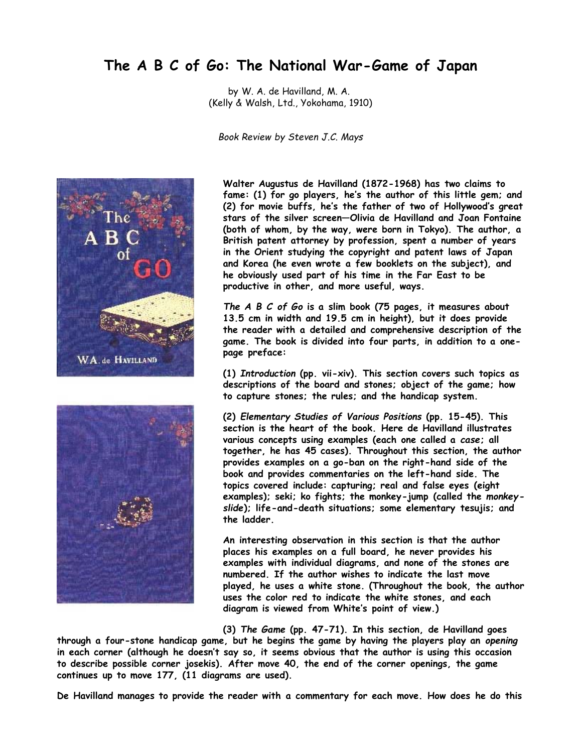# The A B C of Go: The National War-Game of Japan

by W. A. de Havilland, M. A.
(Kelly & Walsh, Ltd., Yokohama, 1910)

*Book Review by Steven J.C. Mays*

**Walter Augustus de Havilland (1872-1968) has two claims to fame: (1) for go players, he's the author of this little gem; and (2) for movie buffs, he's the father of two of Hollywood's great stars of the silver screen—Olivia de Havilland and Joan Fontaine (both of whom, by the way, were born in Tokyo). The author, a British patent attorney by profession, spent a number of years in the Orient studying the copyright and patent laws of Japan and Korea (he even wrote a few booklets on the subject), and he obviously used part of his time in the Far East to be productive in other, and more useful, ways.**

***The A B C of Go* is a slim book (75 pages, it measures about 13.5 cm in width and 19.5 cm in height), but it does provide the reader with a detailed and comprehensive description of the game. The book is divided into four parts, in addition to a one-page preface:**

**(1) *Introduction* (pp. vii-xiv). This section covers such topics as descriptions of the board and stones; object of the game; how to capture stones; the rules; and the handicap system.**

**(2) *Elementary Studies of Various Positions* (pp. 15-45). This section is the heart of the book. Here de Havilland illustrates various concepts using examples (each one called a *case*; all together, he has 45 cases). Throughout this section, the author provides examples on a go-ban on the right-hand side of the book and provides commentaries on the left-hand side. The topics covered include: capturing; real and false eyes (eight examples); seki; ko fights; the monkey-jump (called the *monkey-slide*); life-and-death situations; some elementary tesujis; and the ladder.**

**An interesting observation in this section is that the author places his examples on a full board, he never provides his examples with individual diagrams, and none of the stones are numbered. If the author wishes to indicate the last move played, he uses a white stone. (Throughout the book, the author uses the color red to indicate the white stones, and each diagram is viewed from White's point of view.)**

**(3) *The Game* (pp. 47-71). In this section, de Havilland goes through a four-stone handicap game, but he begins the game by having the players play an *opening* in each corner (although he doesn't say so, it seems obvious that the author is using this occasion to describe possible corner josekis). After move 40, the end of the corner openings, the game continues up to move 177, (11 diagrams are used).**

**De Havilland manages to provide the reader with a commentary for each move. How does he do this**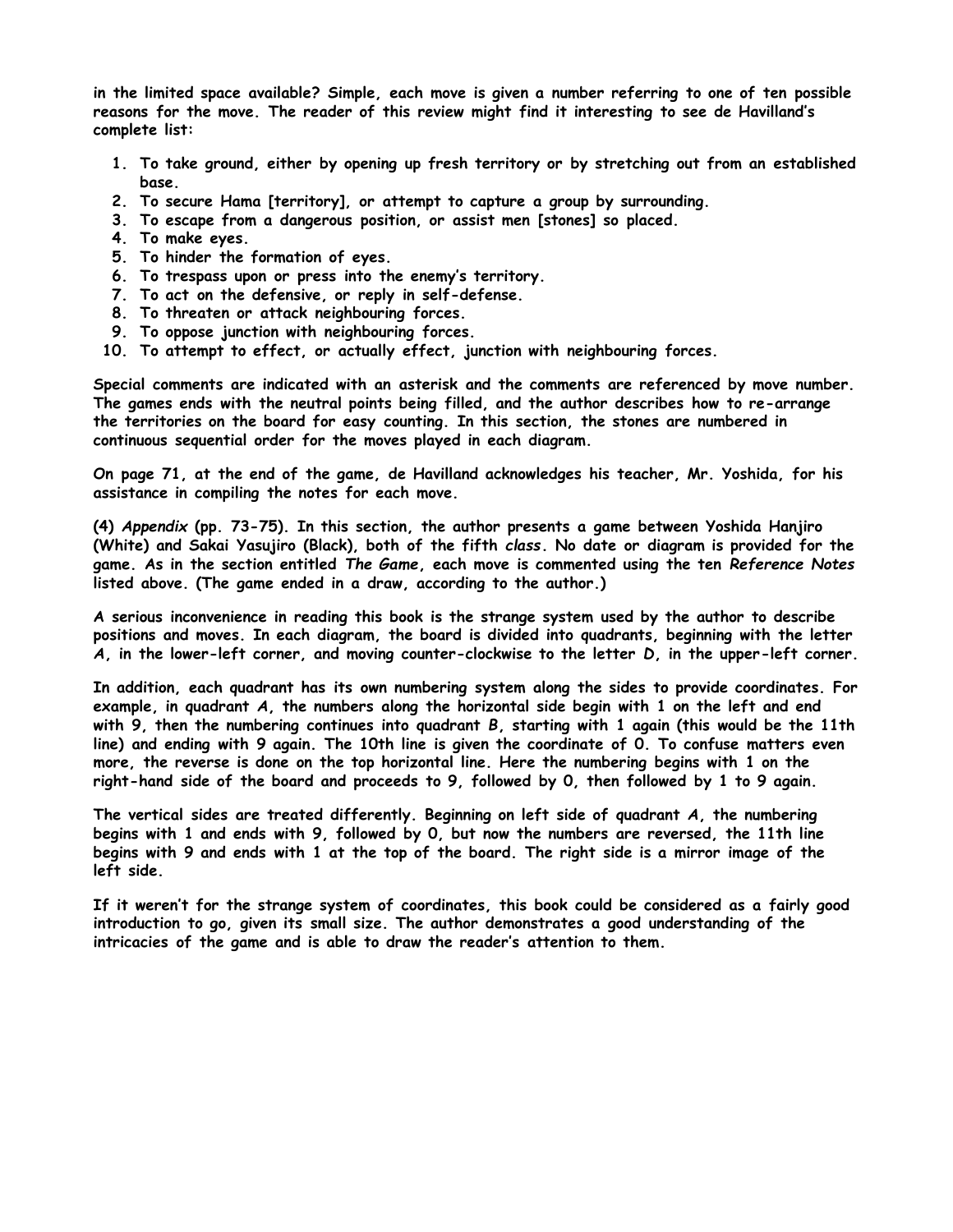in the limited space available? Simple, each move is given a number referring to one of ten possible reasons for the move. The reader of this review might find it interesting to see de Havilland's complete list:

1. To take ground, either by opening up fresh territory or by stretching out from an established base.
2. To secure Hama [territory], or attempt to capture a group by surrounding.
3. To escape from a dangerous position, or assist men [stones] so placed.
4. To make eyes.
5. To hinder the formation of eyes.
6. To trespass upon or press into the enemy's territory.
7. To act on the defensive, or reply in self-defense.
8. To threaten or attack neighbouring forces.
9. To oppose junction with neighbouring forces.
10. To attempt to effect, or actually effect, junction with neighbouring forces.

Special comments are indicated with an asterisk and the comments are referenced by move number. The games ends with the neutral points being filled, and the author describes how to re-arrange the territories on the board for easy counting. In this section, the stones are numbered in continuous sequential order for the moves played in each diagram.

On page 71, at the end of the game, de Havilland acknowledges his teacher, Mr. Yoshida, for his assistance in compiling the notes for each move.

(4) *Appendix* (pp. 73-75). In this section, the author presents a game between Yoshida Hanjiro (White) and Sakai Yasujiro (Black), both of the fifth *class*. No date or diagram is provided for the game. As in the section entitled *The Game*, each move is commented using the ten *Reference Notes* listed above. (The game ended in a draw, according to the author.)

A serious inconvenience in reading this book is the strange system used by the author to describe positions and moves. In each diagram, the board is divided into quadrants, beginning with the letter *A*, in the lower-left corner, and moving counter-clockwise to the letter *D*, in the upper-left corner.

In addition, each quadrant has its own numbering system along the sides to provide coordinates. For example, in quadrant *A*, the numbers along the horizontal side begin with 1 on the left and end with 9, then the numbering continues into quadrant *B*, starting with 1 again (this would be the 11th line) and ending with 9 again. The 10th line is given the coordinate of 0. To confuse matters even more, the reverse is done on the top horizontal line. Here the numbering begins with 1 on the right-hand side of the board and proceeds to 9, followed by 0, then followed by 1 to 9 again.

The vertical sides are treated differently. Beginning on left side of quadrant *A*, the numbering begins with 1 and ends with 9, followed by 0, but now the numbers are reversed, the 11th line begins with 9 and ends with 1 at the top of the board. The right side is a mirror image of the left side.

If it weren't for the strange system of coordinates, this book could be considered as a fairly good introduction to go, given its small size. The author demonstrates a good understanding of the intricacies of the game and is able to draw the reader's attention to them.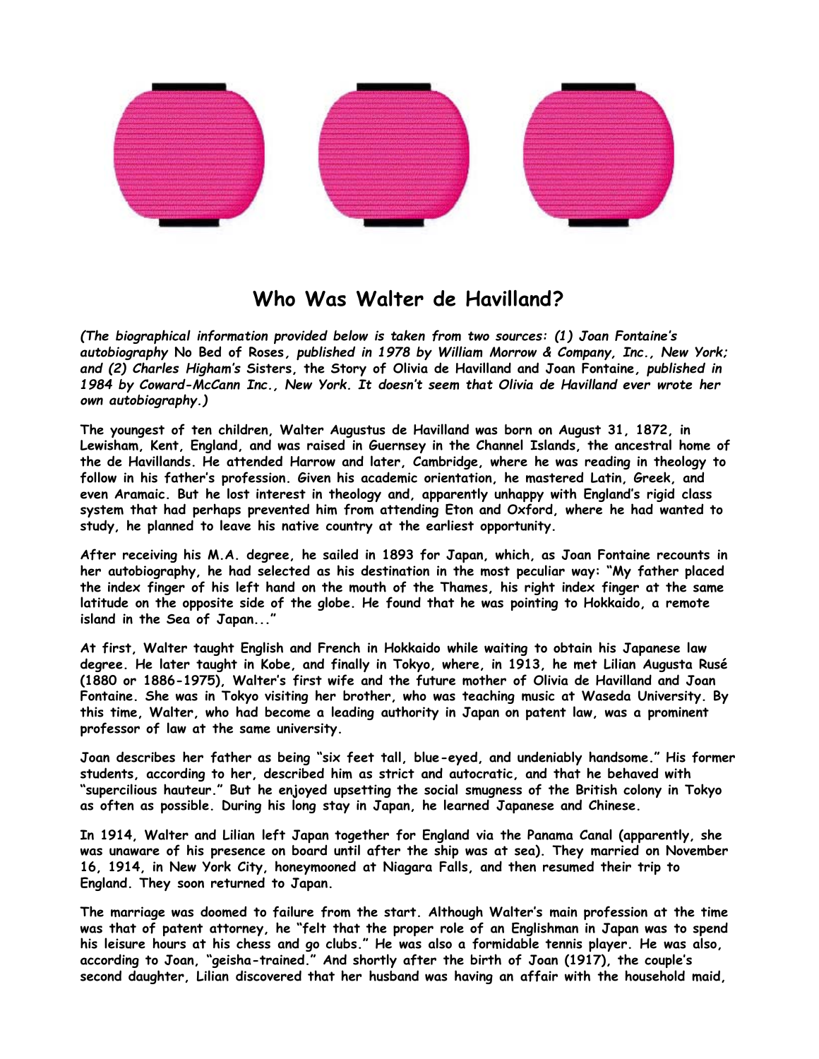# Who Was Walter de Havilland?

***(The biographical information provided below is taken from two sources: (1) Joan Fontaine's autobiography* No Bed of Roses*, published in 1978 by William Morrow & Company, Inc., New York; and (2) Charles Higham's* Sisters*, the Story of Olivia de Havilland and Joan Fontaine, published in 1984 by Coward-McCann Inc., New York. It doesn't seem that Olivia de Havilland ever wrote her own autobiography.)***

**The youngest of ten children, Walter Augustus de Havilland was born on August 31, 1872, in Lewisham, Kent, England, and was raised in Guernsey in the Channel Islands, the ancestral home of the de Havillands. He attended Harrow and later, Cambridge, where he was reading in theology to follow in his father's profession. Given his academic orientation, he mastered Latin, Greek, and even Aramaic. But he lost interest in theology and, apparently unhappy with England's rigid class system that had perhaps prevented him from attending Eton and Oxford, where he had wanted to study, he planned to leave his native country at the earliest opportunity.**

**After receiving his M.A. degree, he sailed in 1893 for Japan, which, as Joan Fontaine recounts in her autobiography, he had selected as his destination in the most peculiar way: "My father placed the index finger of his left hand on the mouth of the Thames, his right index finger at the same latitude on the opposite side of the globe. He found that he was pointing to Hokkaido, a remote island in the Sea of Japan..."**

**At first, Walter taught English and French in Hokkaido while waiting to obtain his Japanese law degree. He later taught in Kobe, and finally in Tokyo, where, in 1913, he met Lilian Augusta Rusé (1880 or 1886-1975), Walter's first wife and the future mother of Olivia de Havilland and Joan Fontaine. She was in Tokyo visiting her brother, who was teaching music at Waseda University. By this time, Walter, who had become a leading authority in Japan on patent law, was a prominent professor of law at the same university.**

**Joan describes her father as being "six feet tall, blue-eyed, and undeniably handsome." His former students, according to her, described him as strict and autocratic, and that he behaved with "supercilious hauteur." But he enjoyed upsetting the social smugness of the British colony in Tokyo as often as possible. During his long stay in Japan, he learned Japanese and Chinese.**

**In 1914, Walter and Lilian left Japan together for England via the Panama Canal (apparently, she was unaware of his presence on board until after the ship was at sea). They married on November 16, 1914, in New York City, honeymooned at Niagara Falls, and then resumed their trip to England. They soon returned to Japan.**

**The marriage was doomed to failure from the start. Although Walter's main profession at the time was that of patent attorney, he "felt that the proper role of an Englishman in Japan was to spend his leisure hours at his chess and go clubs." He was also a formidable tennis player. He was also, according to Joan, "geisha-trained." And shortly after the birth of Joan (1917), the couple's second daughter, Lilian discovered that her husband was having an affair with the household maid,**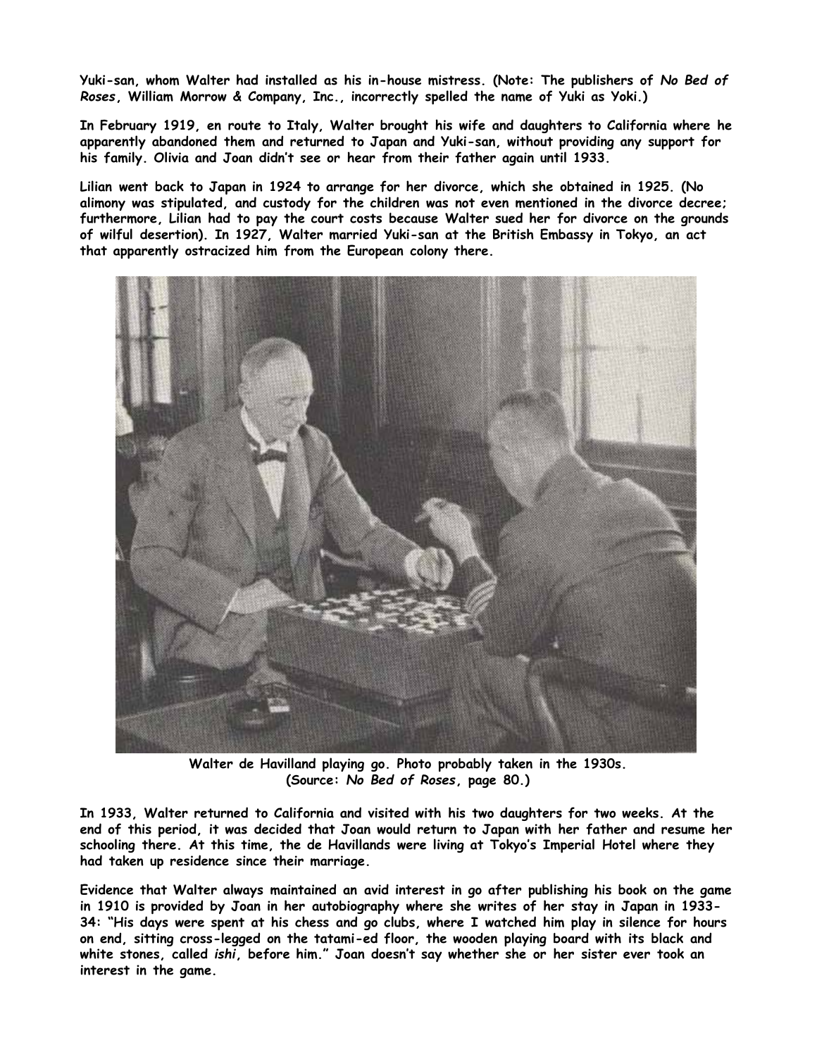**Yuki-san, whom Walter had installed as his in-house mistress. (Note: The publishers of *No Bed of Roses*, William Morrow & Company, Inc., incorrectly spelled the name of Yuki as Yoki.)**

**In February 1919, en route to Italy, Walter brought his wife and daughters to California where he apparently abandoned them and returned to Japan and Yuki-san, without providing any support for his family. Olivia and Joan didn't see or hear from their father again until 1933.**

**Lilian went back to Japan in 1924 to arrange for her divorce, which she obtained in 1925. (No alimony was stipulated, and custody for the children was not even mentioned in the divorce decree; furthermore, Lilian had to pay the court costs because Walter sued her for divorce on the grounds of wilful desertion). In 1927, Walter married Yuki-san at the British Embassy in Tokyo, an act that apparently ostracized him from the European colony there.**

**Walter de Havilland playing go. Photo probably taken in the 1930s. (Source: *No Bed of Roses*, page 80.)**

**In 1933, Walter returned to California and visited with his two daughters for two weeks. At the end of this period, it was decided that Joan would return to Japan with her father and resume her schooling there. At this time, the de Havillands were living at Tokyo's Imperial Hotel where they had taken up residence since their marriage.**

**Evidence that Walter always maintained an avid interest in go after publishing his book on the game in 1910 is provided by Joan in her autobiography where she writes of her stay in Japan in 1933-34: "His days were spent at his chess and go clubs, where I watched him play in silence for hours on end, sitting cross-legged on the tatami-ed floor, the wooden playing board with its black and white stones, called *ishi*, before him." Joan doesn't say whether she or her sister ever took an interest in the game.**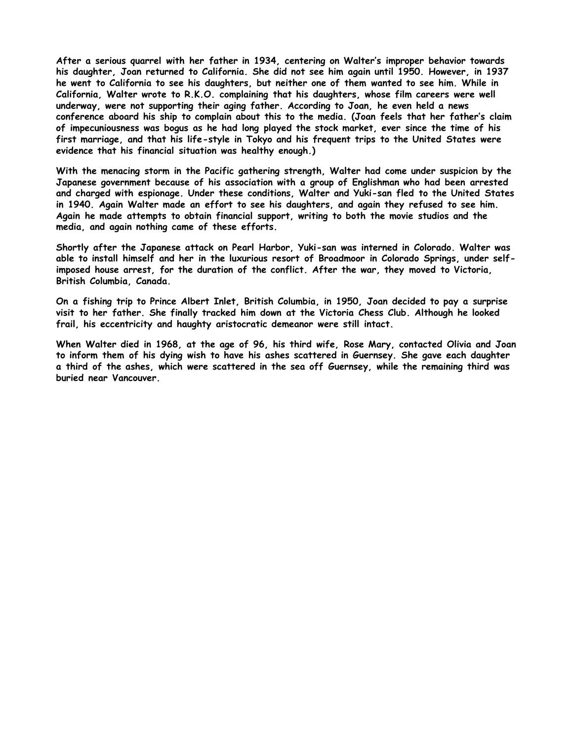After a serious quarrel with her father in 1934, centering on Walter's improper behavior towards his daughter, Joan returned to California. She did not see him again until 1950. However, in 1937 he went to California to see his daughters, but neither one of them wanted to see him. While in California, Walter wrote to R.K.O. complaining that his daughters, whose film careers were well underway, were not supporting their aging father. According to Joan, he even held a news conference aboard his ship to complain about this to the media. (Joan feels that her father's claim of impecuniousness was bogus as he had long played the stock market, ever since the time of his first marriage, and that his life-style in Tokyo and his frequent trips to the United States were evidence that his financial situation was healthy enough.)

With the menacing storm in the Pacific gathering strength, Walter had come under suspicion by the Japanese government because of his association with a group of Englishman who had been arrested and charged with espionage. Under these conditions, Walter and Yuki-san fled to the United States in 1940. Again Walter made an effort to see his daughters, and again they refused to see him. Again he made attempts to obtain financial support, writing to both the movie studios and the media, and again nothing came of these efforts.

Shortly after the Japanese attack on Pearl Harbor, Yuki-san was interned in Colorado. Walter was able to install himself and her in the luxurious resort of Broadmoor in Colorado Springs, under self-imposed house arrest, for the duration of the conflict. After the war, they moved to Victoria, British Columbia, Canada.

On a fishing trip to Prince Albert Inlet, British Columbia, in 1950, Joan decided to pay a surprise visit to her father. She finally tracked him down at the Victoria Chess Club. Although he looked frail, his eccentricity and haughty aristocratic demeanor were still intact.

When Walter died in 1968, at the age of 96, his third wife, Rose Mary, contacted Olivia and Joan to inform them of his dying wish to have his ashes scattered in Guernsey. She gave each daughter a third of the ashes, which were scattered in the sea off Guernsey, while the remaining third was buried near Vancouver.